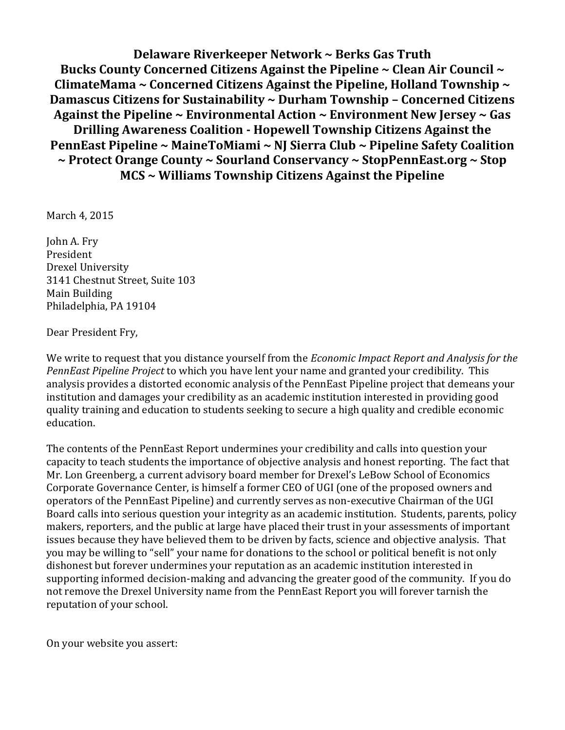**Delaware Riverkeeper Network ~ Berks Gas Truth Bucks County Concerned Citizens Against the Pipeline ~ Clean Air Council ~ ClimateMama ~ Concerned Citizens Against the Pipeline, Holland Township ~ Damascus Citizens for Sustainability ~ Durham Township – Concerned Citizens Against the Pipeline ~ Environmental Action ~ Environment New Jersey ~ Gas Drilling Awareness Coalition - Hopewell Township Citizens Against the PennEast Pipeline ~ MaineToMiami ~ NJ Sierra Club ~ Pipeline Safety Coalition ~ Protect Orange County ~ Sourland Conservancy ~ StopPennEast.org ~ Stop MCS ~ Williams Township Citizens Against the Pipeline**

March 4, 2015

John A. Fry
President
Drexel University
3141 Chestnut Street, Suite 103
Main Building
Philadelphia, PA 19104

Dear President Fry,

We write to request that you distance yourself from the *Economic Impact Report and Analysis for the PennEast Pipeline Project* to which you have lent your name and granted your credibility. This analysis provides a distorted economic analysis of the PennEast Pipeline project that demeans your institution and damages your credibility as an academic institution interested in providing good quality training and education to students seeking to secure a high quality and credible economic education.

The contents of the PennEast Report undermines your credibility and calls into question your capacity to teach students the importance of objective analysis and honest reporting. The fact that Mr. Lon Greenberg, a current advisory board member for Drexel's LeBow School of Economics Corporate Governance Center, is himself a former CEO of UGI (one of the proposed owners and operators of the PennEast Pipeline) and currently serves as non-executive Chairman of the UGI Board calls into serious question your integrity as an academic institution. Students, parents, policy makers, reporters, and the public at large have placed their trust in your assessments of important issues because they have believed them to be driven by facts, science and objective analysis. That you may be willing to "sell" your name for donations to the school or political benefit is not only dishonest but forever undermines your reputation as an academic institution interested in supporting informed decision-making and advancing the greater good of the community. If you do not remove the Drexel University name from the PennEast Report you will forever tarnish the reputation of your school.

On your website you assert: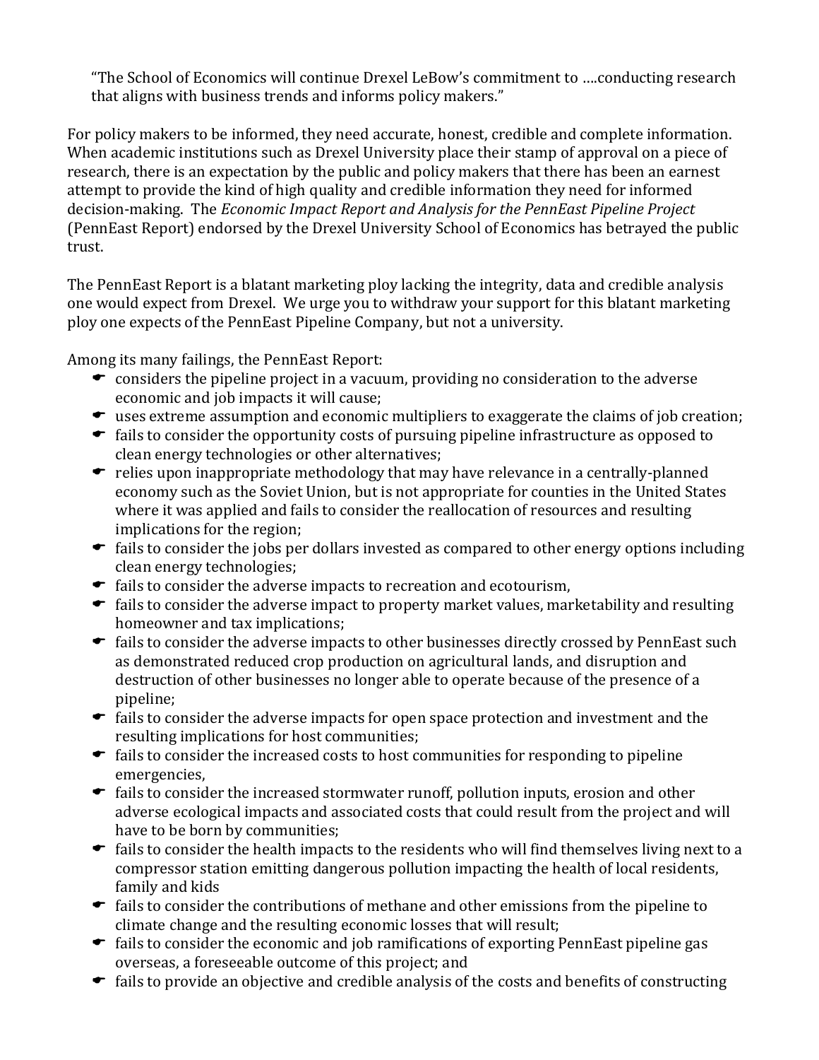> "The School of Economics will continue Drexel LeBow's commitment to ....conducting research that aligns with business trends and informs policy makers."

For policy makers to be informed, they need accurate, honest, credible and complete information. When academic institutions such as Drexel University place their stamp of approval on a piece of research, there is an expectation by the public and policy makers that there has been an earnest attempt to provide the kind of high quality and credible information they need for informed decision-making. The *Economic Impact Report and Analysis for the PennEast Pipeline Project* (PennEast Report) endorsed by the Drexel University School of Economics has betrayed the public trust.

The PennEast Report is a blatant marketing ploy lacking the integrity, data and credible analysis one would expect from Drexel. We urge you to withdraw your support for this blatant marketing ploy one expects of the PennEast Pipeline Company, but not a university.

Among its many failings, the PennEast Report:

- considers the pipeline project in a vacuum, providing no consideration to the adverse economic and job impacts it will cause;
- uses extreme assumption and economic multipliers to exaggerate the claims of job creation;
- fails to consider the opportunity costs of pursuing pipeline infrastructure as opposed to clean energy technologies or other alternatives;
- relies upon inappropriate methodology that may have relevance in a centrally-planned economy such as the Soviet Union, but is not appropriate for counties in the United States where it was applied and fails to consider the reallocation of resources and resulting implications for the region;
- fails to consider the jobs per dollars invested as compared to other energy options including clean energy technologies;
- fails to consider the adverse impacts to recreation and ecotourism,
- fails to consider the adverse impact to property market values, marketability and resulting homeowner and tax implications;
- fails to consider the adverse impacts to other businesses directly crossed by PennEast such as demonstrated reduced crop production on agricultural lands, and disruption and destruction of other businesses no longer able to operate because of the presence of a pipeline;
- fails to consider the adverse impacts for open space protection and investment and the resulting implications for host communities;
- fails to consider the increased costs to host communities for responding to pipeline emergencies,
- fails to consider the increased stormwater runoff, pollution inputs, erosion and other adverse ecological impacts and associated costs that could result from the project and will have to be born by communities;
- fails to consider the health impacts to the residents who will find themselves living next to a compressor station emitting dangerous pollution impacting the health of local residents, family and kids
- fails to consider the contributions of methane and other emissions from the pipeline to climate change and the resulting economic losses that will result;
- fails to consider the economic and job ramifications of exporting PennEast pipeline gas overseas, a foreseeable outcome of this project; and
- fails to provide an objective and credible analysis of the costs and benefits of constructing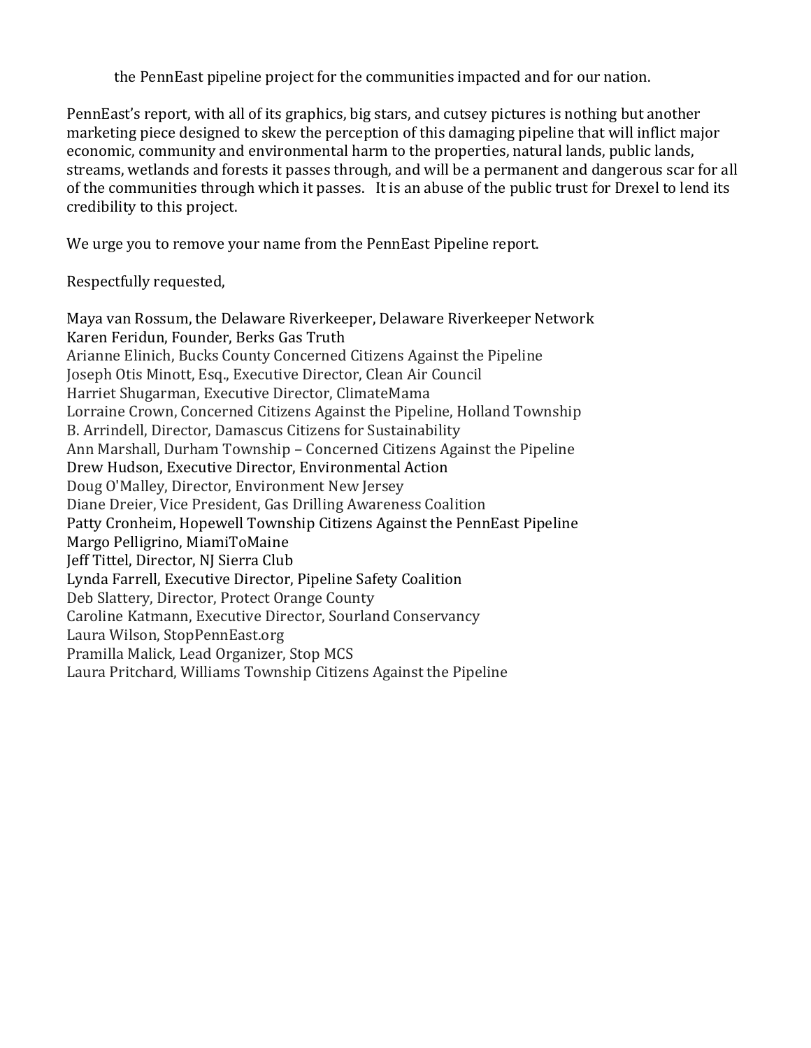the PennEast pipeline project for the communities impacted and for our nation.

PennEast's report, with all of its graphics, big stars, and cutsey pictures is nothing but another marketing piece designed to skew the perception of this damaging pipeline that will inflict major economic, community and environmental harm to the properties, natural lands, public lands, streams, wetlands and forests it passes through, and will be a permanent and dangerous scar for all of the communities through which it passes. It is an abuse of the public trust for Drexel to lend its credibility to this project.

We urge you to remove your name from the PennEast Pipeline report.

Respectfully requested,

Maya van Rossum, the Delaware Riverkeeper, Delaware Riverkeeper Network
Karen Feridun, Founder, Berks Gas Truth
Arianne Elinich, Bucks County Concerned Citizens Against the Pipeline
Joseph Otis Minott, Esq., Executive Director, Clean Air Council
Harriet Shugarman, Executive Director, ClimateMama
Lorraine Crown, Concerned Citizens Against the Pipeline, Holland Township
B. Arrindell, Director, Damascus Citizens for Sustainability
Ann Marshall, Durham Township – Concerned Citizens Against the Pipeline
Drew Hudson, Executive Director, Environmental Action
Doug O'Malley, Director, Environment New Jersey
Diane Dreier, Vice President, Gas Drilling Awareness Coalition
Patty Cronheim, Hopewell Township Citizens Against the PennEast Pipeline
Margo Pelligrino, MiamiToMaine
Jeff Tittel, Director, NJ Sierra Club
Lynda Farrell, Executive Director, Pipeline Safety Coalition
Deb Slattery, Director, Protect Orange County
Caroline Katmann, Executive Director, Sourland Conservancy
Laura Wilson, StopPennEast.org
Pramilla Malick, Lead Organizer, Stop MCS
Laura Pritchard, Williams Township Citizens Against the Pipeline